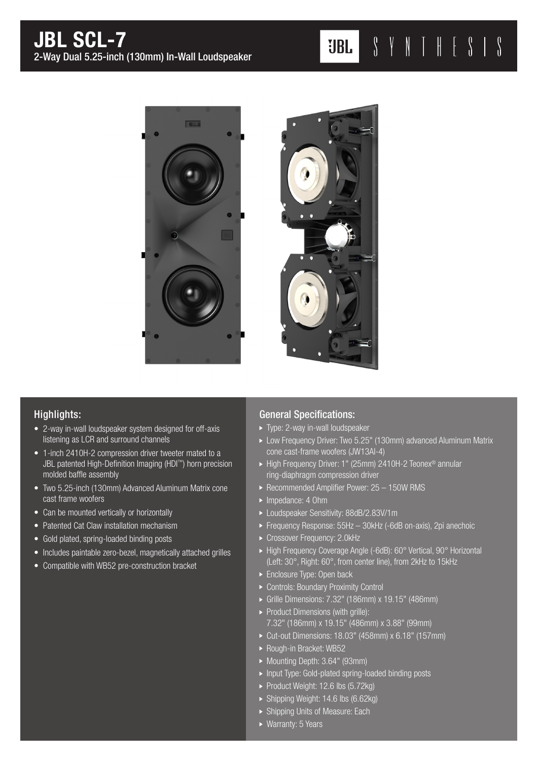# JBL SCL-7

2-Way Dual 5.25-inch (130mm) In-Wall Loudspeaker

JBL SYNTHESIS

## Highlights:

- 2-way in-wall loudspeaker system designed for off-axis listening as LCR and surround channels
- 1-inch 2410H-2 compression driver tweeter mated to a JBL patented High-Definition Imaging (HDI™) horn precision molded baffle assembly
- Two 5.25-inch (130mm) Advanced Aluminum Matrix cone cast frame woofers
- Can be mounted vertically or horizontally
- Patented Cat Claw installation mechanism
- Gold plated, spring-loaded binding posts
- Includes paintable zero-bezel, magnetically attached grilles
- Compatible with WB52 pre-construction bracket

## General Specifications:

- Type: 2-way in-wall loudspeaker
- Low Frequency Driver: Two 5.25" (130mm) advanced Aluminum Matrix cone cast-frame woofers (JW13Al-4)
- High Frequency Driver: 1" (25mm) 2410H-2 Teonex® annular ring-diaphragm compression driver
- Recommended Amplifier Power: 25 – 150W RMS
- Impedance: 4 Ohm
- Loudspeaker Sensitivity: 88dB/2.83V/1m
- Frequency Response: 55Hz – 30kHz (-6dB on-axis), 2pi anechoic
- Crossover Frequency: 2.0kHz
- High Frequency Coverage Angle (-6dB): 60° Vertical, 90° Horizontal (Left: 30°, Right: 60°, from center line), from 2kHz to 15kHz
- Enclosure Type: Open back
- Controls: Boundary Proximity Control
- Grille Dimensions: 7.32" (186mm) x 19.15" (486mm)
- Product Dimensions (with grille): 7.32" (186mm) x 19.15" (486mm) x 3.88" (99mm)
- Cut-out Dimensions: 18.03" (458mm) x 6.18" (157mm)
- Rough-in Bracket: WB52
- Mounting Depth: 3.64" (93mm)
- Input Type: Gold-plated spring-loaded binding posts
- Product Weight: 12.6 lbs (5.72kg)
- Shipping Weight: 14.6 lbs (6.62kg)
- Shipping Units of Measure: Each
- Warranty: 5 Years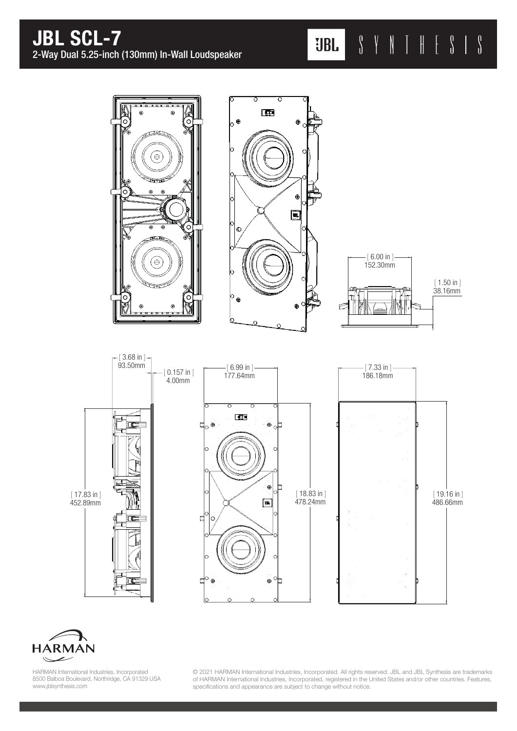# JBL SCL-7

2-Way Dual 5.25-inch (130mm) In-Wall Loudspeaker

JBL SYNTHESIS

[ 6.00 in ]
152.30mm

[ 1.50 in ]
38.16mm

[ 3.68 in ]
93.50mm

[ 0.157 in ]
4.00mm

[ 6.99 in ]
177.64mm

[ 7.33 in ]
186.18mm

[ 17.83 in ]
452.89mm

[ 18.83 in ]
478.24mm

[ 19.16 in ]
486.66mm

HARMAN

HARMAN International Industries, Incorporated
8500 Balboa Boulevard, Northridge, CA 91329 USA
www.jblsynthesis.com

© 2021 HARMAN International Industries, Incorporated. All rights reserved. JBL and JBL Synthesis are trademarks of HARMAN International Industries, Incorporated, registered in the United States and/or other countries. Features, specifications and appearance are subject to change without notice.